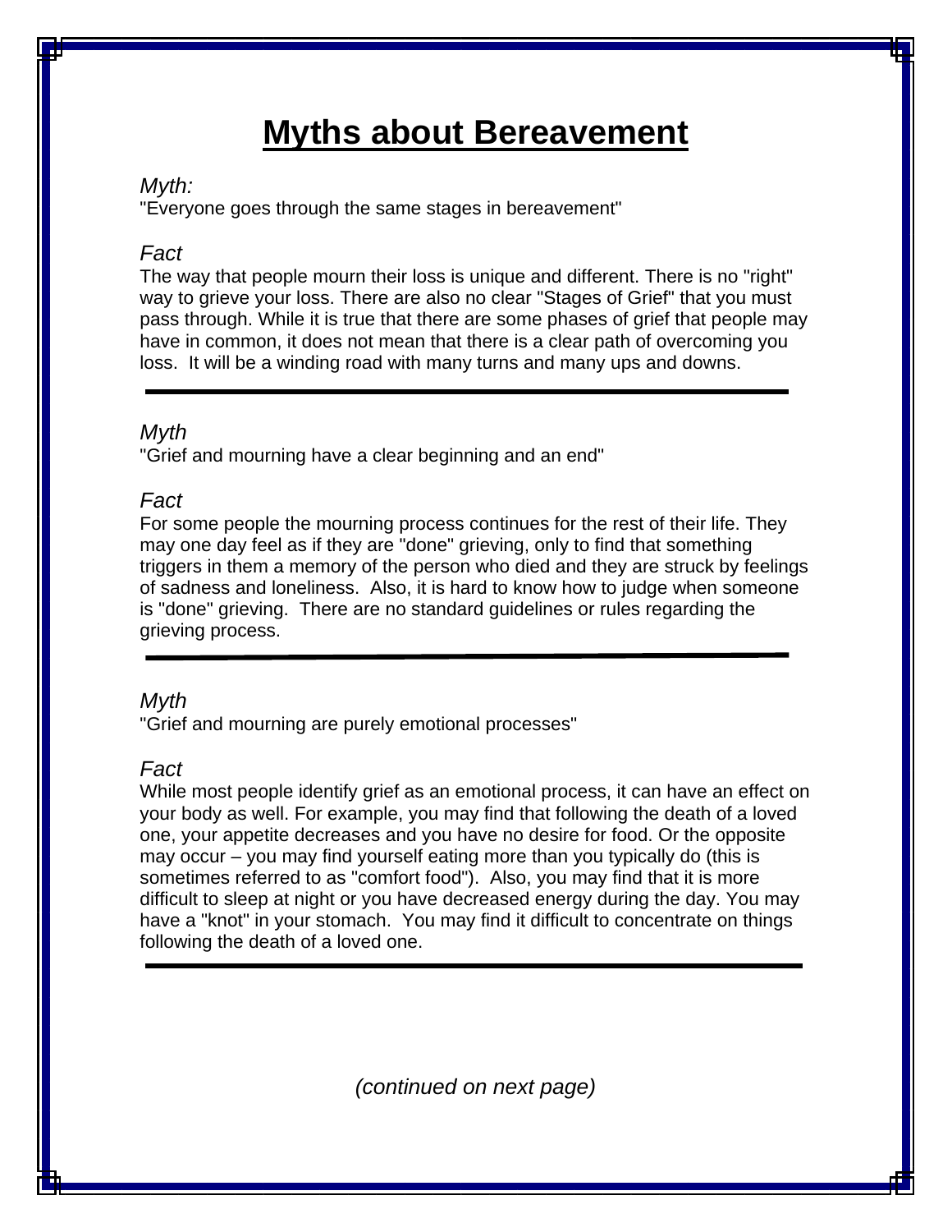# Myths about Bereavement

*Myth:*
"Everyone goes through the same stages in bereavement"

*Fact*
The way that people mourn their loss is unique and different. There is no "right" way to grieve your loss. There are also no clear "Stages of Grief" that you must pass through. While it is true that there are some phases of grief that people may have in common, it does not mean that there is a clear path of overcoming you loss. It will be a winding road with many turns and many ups and downs.

---

*Myth*
"Grief and mourning have a clear beginning and an end"

*Fact*
For some people the mourning process continues for the rest of their life. They may one day feel as if they are "done" grieving, only to find that something triggers in them a memory of the person who died and they are struck by feelings of sadness and loneliness. Also, it is hard to know how to judge when someone is "done" grieving. There are no standard guidelines or rules regarding the grieving process.

---

*Myth*
"Grief and mourning are purely emotional processes"

*Fact*
While most people identify grief as an emotional process, it can have an effect on your body as well. For example, you may find that following the death of a loved one, your appetite decreases and you have no desire for food. Or the opposite may occur – you may find yourself eating more than you typically do (this is sometimes referred to as "comfort food"). Also, you may find that it is more difficult to sleep at night or you have decreased energy during the day. You may have a "knot" in your stomach. You may find it difficult to concentrate on things following the death of a loved one.

---

*(continued on next page)*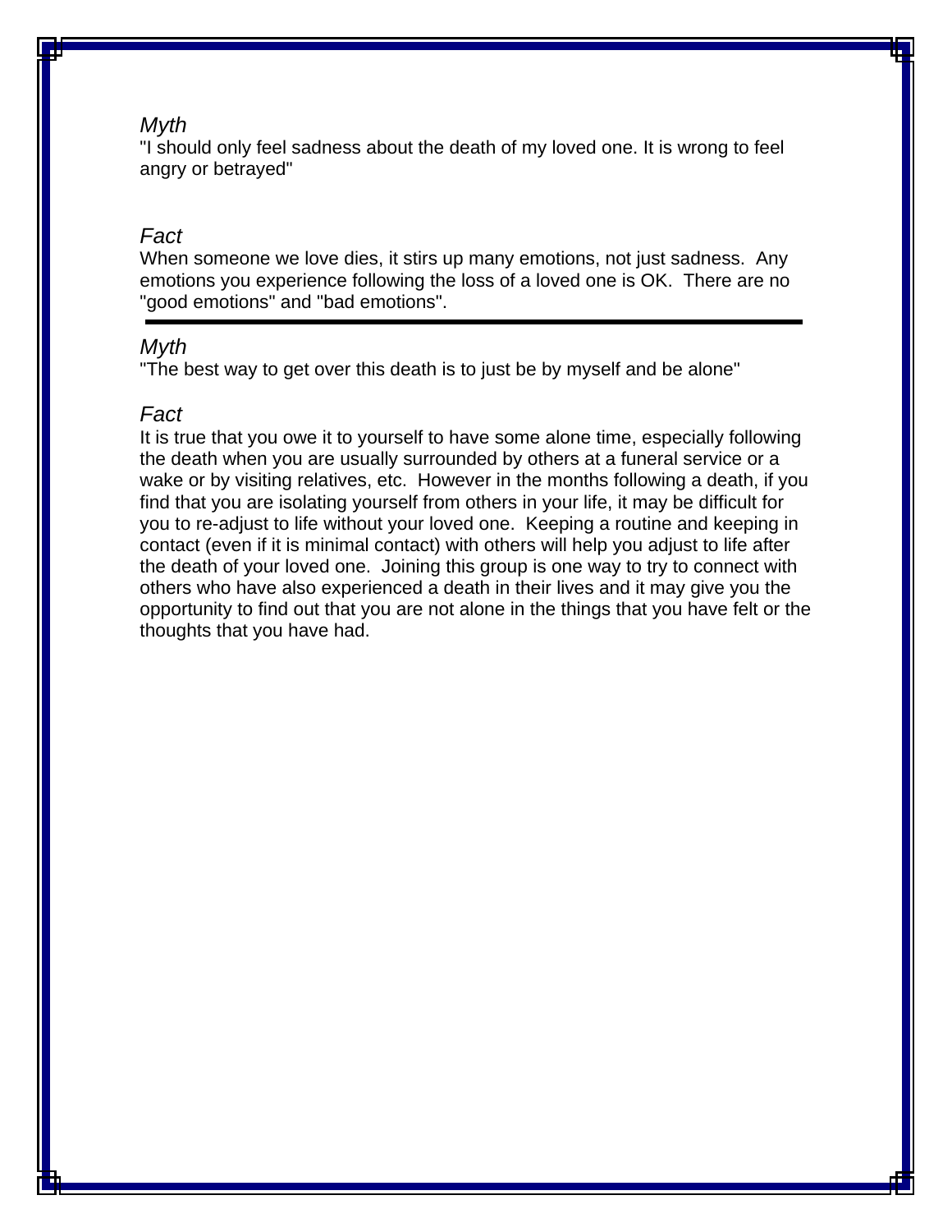*Myth*
"I should only feel sadness about the death of my loved one. It is wrong to feel angry or betrayed"

*Fact*
When someone we love dies, it stirs up many emotions, not just sadness. Any emotions you experience following the loss of a loved one is OK. There are no "good emotions" and "bad emotions".

---

*Myth*
"The best way to get over this death is to just be by myself and be alone"

*Fact*
It is true that you owe it to yourself to have some alone time, especially following the death when you are usually surrounded by others at a funeral service or a wake or by visiting relatives, etc. However in the months following a death, if you find that you are isolating yourself from others in your life, it may be difficult for you to re-adjust to life without your loved one. Keeping a routine and keeping in contact (even if it is minimal contact) with others will help you adjust to life after the death of your loved one. Joining this group is one way to try to connect with others who have also experienced a death in their lives and it may give you the opportunity to find out that you are not alone in the things that you have felt or the thoughts that you have had.